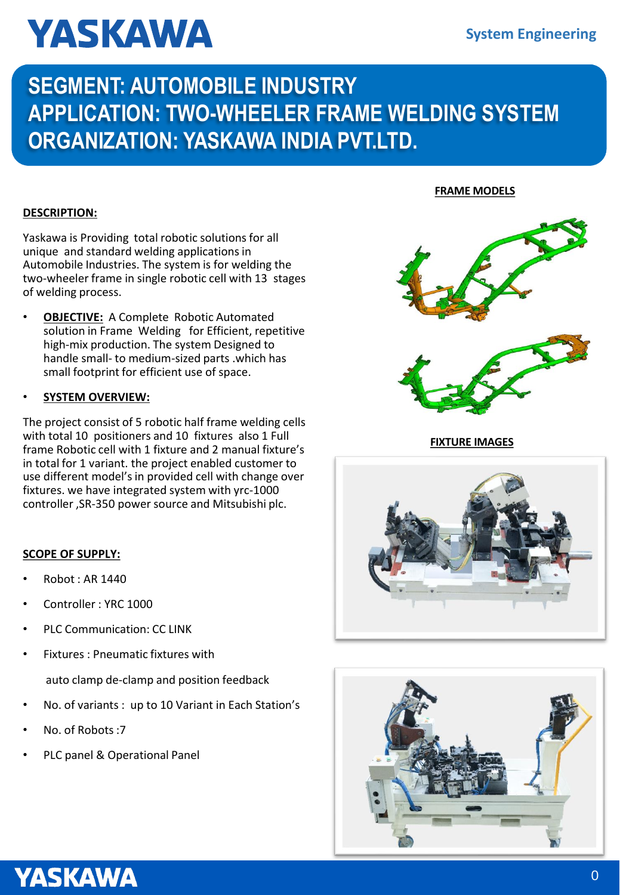# SEGMENT: AUTOMOBILE INDUSTRY
# APPLICATION: TWO-WHEELER FRAME WELDING SYSTEM
# ORGANIZATION: YASKAWA INDIA PVT.LTD.

**DESCRIPTION:**

Yaskawa is Providing total robotic solutions for all unique and standard welding applications in Automobile Industries. The system is for welding the two-wheeler frame in single robotic cell with 13 stages of welding process.

- **OBJECTIVE:** A Complete Robotic Automated solution in Frame Welding for Efficient, repetitive high-mix production. The system Designed to handle small- to medium-sized parts .which has small footprint for efficient use of space.

- **SYSTEM OVERVIEW:**

The project consist of 5 robotic half frame welding cells with total 10 positioners and 10 fixtures also 1 Full frame Robotic cell with 1 fixture and 2 manual fixture's in total for 1 variant. the project enabled customer to use different model's in provided cell with change over fixtures. we have integrated system with yrc-1000 controller ,SR-350 power source and Mitsubishi plc.

**SCOPE OF SUPPLY:**

- Robot : AR 1440
- Controller : YRC 1000
- PLC Communication: CC LINK
- Fixtures : Pneumatic fixtures with

  auto clamp de-clamp and position feedback
- No. of variants : up to 10 Variant in Each Station's
- No. of Robots :7
- PLC panel & Operational Panel

**FRAME MODELS**

**FIXTURE IMAGES**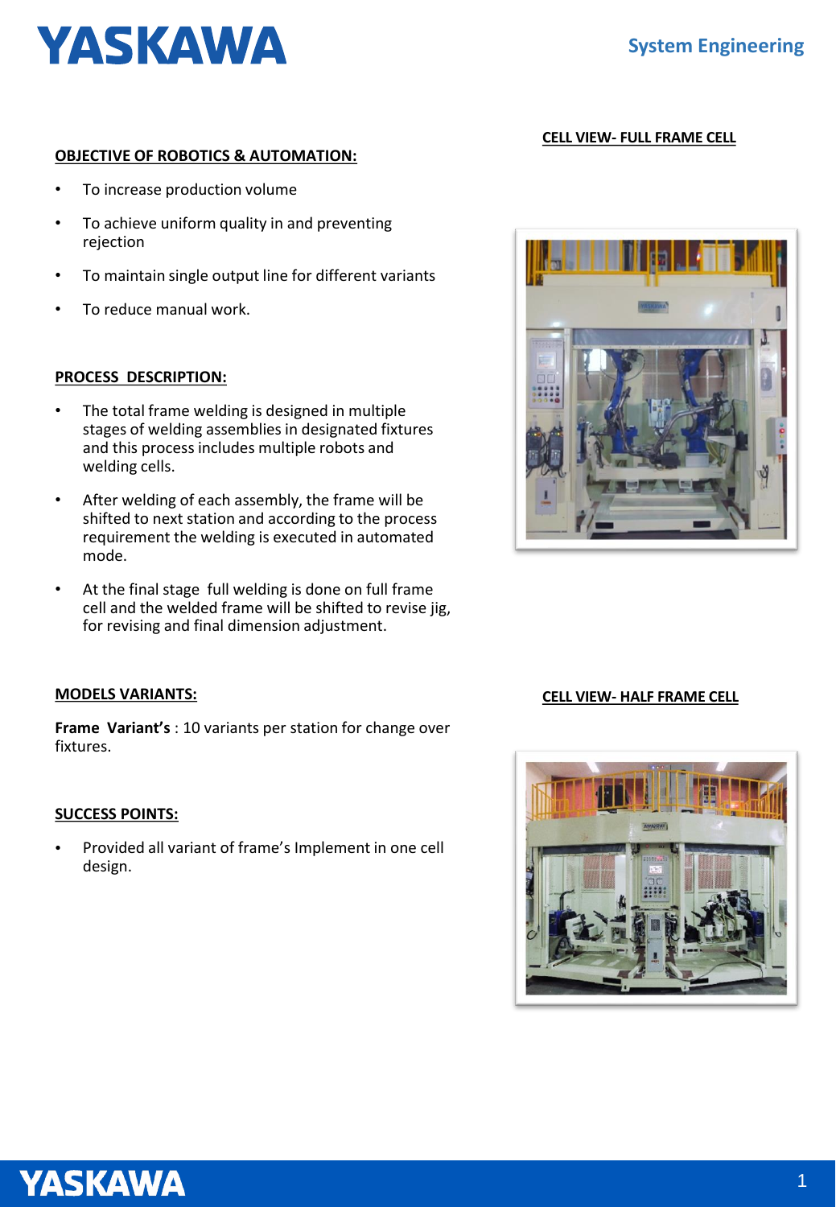## OBJECTIVE OF ROBOTICS & AUTOMATION:

- To increase production volume
- To achieve uniform quality in and preventing rejection
- To maintain single output line for different variants
- To reduce manual work.

## PROCESS DESCRIPTION:

- The total frame welding is designed in multiple stages of welding assemblies in designated fixtures and this process includes multiple robots and welding cells.
- After welding of each assembly, the frame will be shifted to next station and according to the process requirement the welding is executed in automated mode.
- At the final stage full welding is done on full frame cell and the welded frame will be shifted to revise jig, for revising and final dimension adjustment.

## MODELS VARIANTS:

**Frame Variant's** : 10 variants per station for change over fixtures.

## SUCCESS POINTS:

- Provided all variant of frame's Implement in one cell design.

## CELL VIEW- FULL FRAME CELL

## CELL VIEW- HALF FRAME CELL